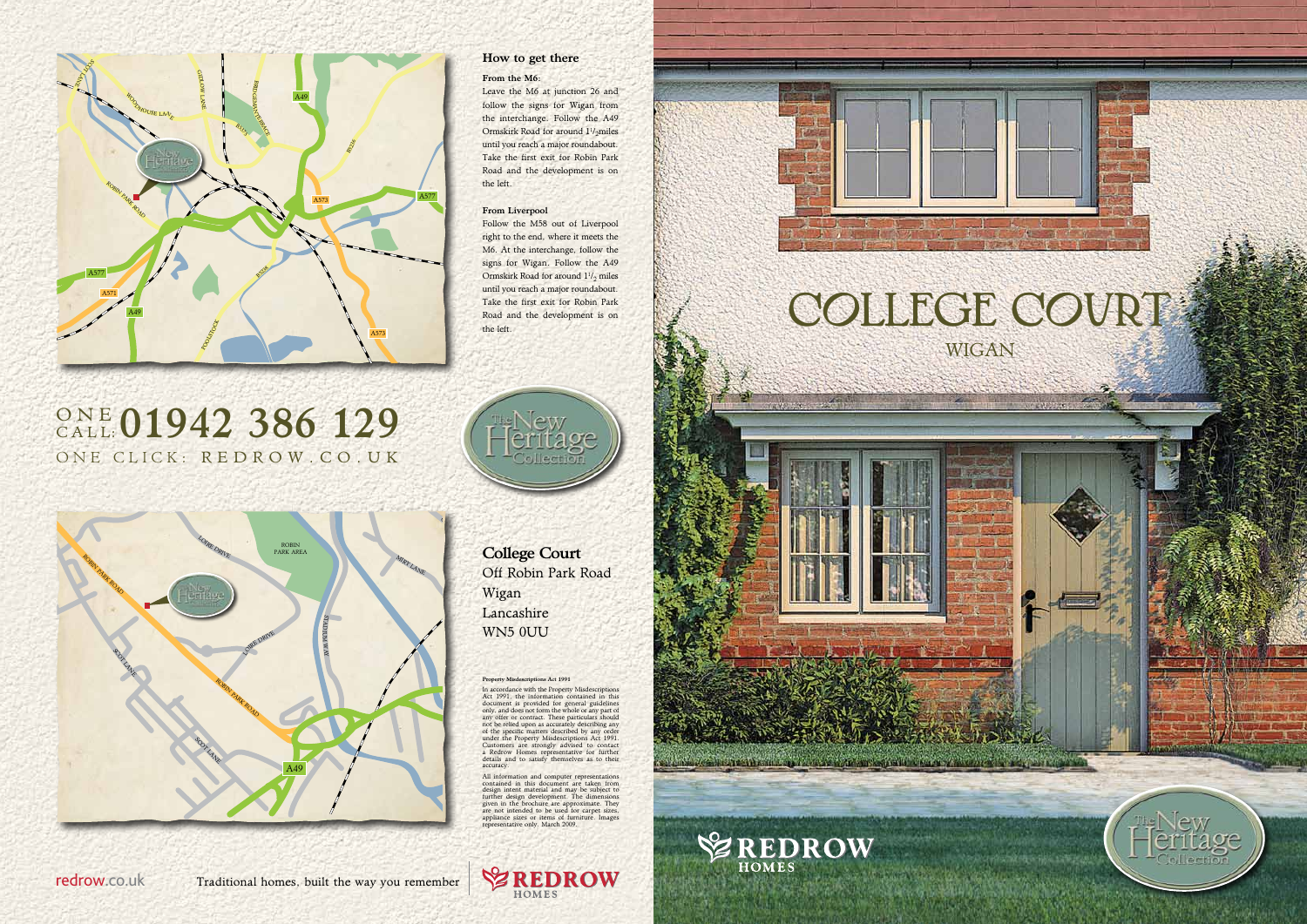## How to get there

**From the M6:**

Leave the M6 at junction 26 and follow the signs for Wigan from the interchange. Follow the A49 Ormskirk Road for around $1^1/_2$ miles until you reach a major roundabout. Take the first exit for Robin Park Road and the development is on the left.

**From Liverpool**

Follow the M58 out of Liverpool right to the end, where it meets the M6. At the interchange, follow the signs for Wigan. Follow the A49 Ormskirk Road for around $1^1/_2$ miles until you reach a major roundabout. Take the first exit for Robin Park Road and the development is on the left.

ONE CALL: **01942 386 129**

ONE CLICK: REDROW.CO.UK

The New Heritage Collection

**College Court**
Off Robin Park Road
Wigan
Lancashire
WN5 0UU

**Property Misdescriptions Act 1991**

In accordance with the Property Misdescriptions Act 1991, the information contained in this document is provided for general guidelines only, and does not form the whole or any part of any offer or contract. These particulars should not be relied upon as accurately describing any of the specific matters described by any order under the Property Misdescriptions Act 1991. Customers are strongly advised to contact a Redrow Homes representative for further details and to satisfy themselves as to their accuracy.

All information and computer representations contained in this document are taken from design intent material and may be subject to further design development. The dimensions given in the brochure are approximate. They are not intended to be used for carpet sizes, appliance sizes or items of furniture. Images representative only. March 2009.

redrow.co.uk Traditional homes, built the way you remember

REDROW HOMES

# COLLEGE COURT

WIGAN

REDROW HOMES

The New Heritage Collection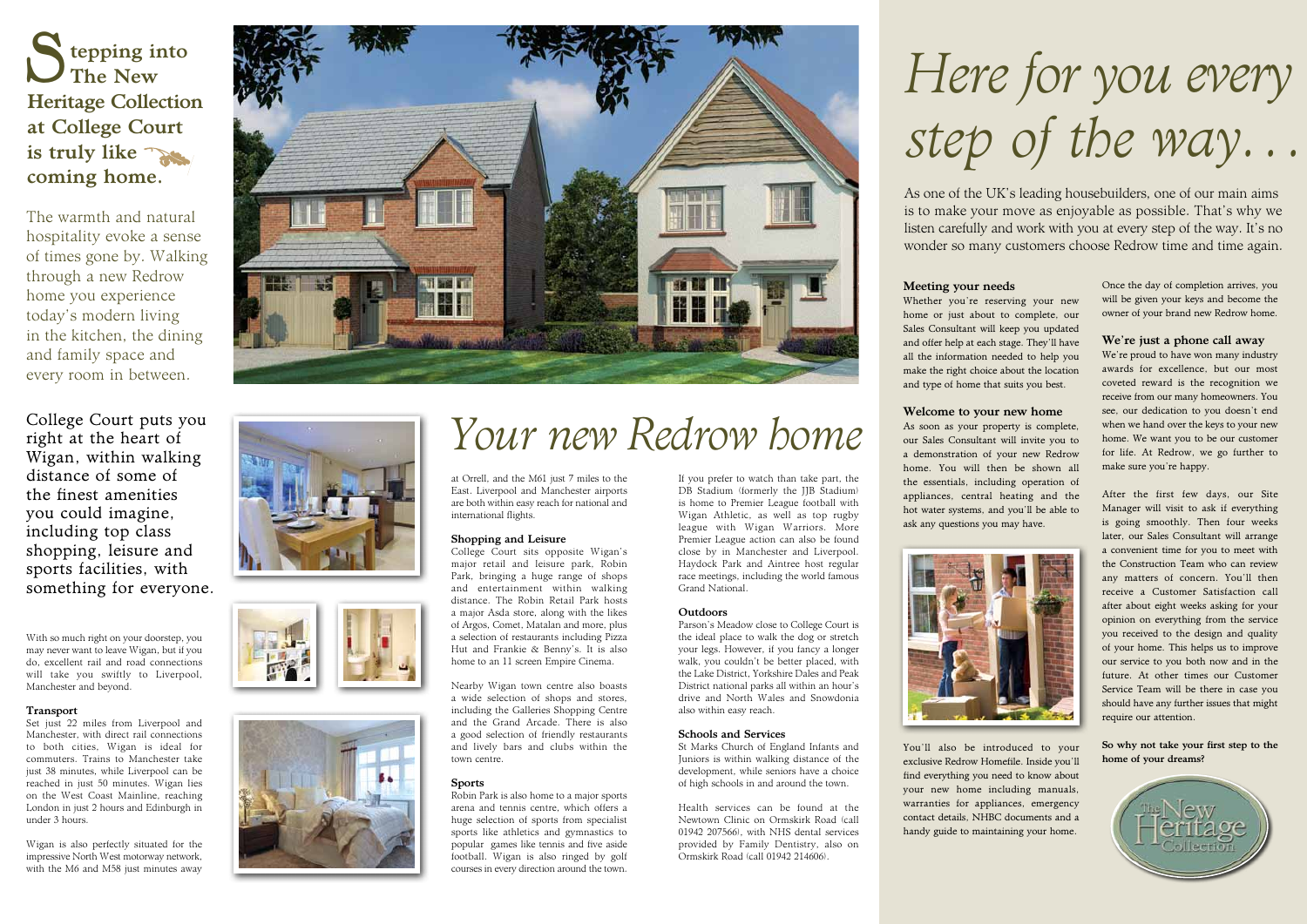## Stepping into The New Heritage Collection at College Court is truly like coming home.

The warmth and natural hospitality evoke a sense of times gone by. Walking through a new Redrow home you experience today's modern living in the kitchen, the dining and family space and every room in between.

College Court puts you right at the heart of Wigan, within walking distance of some of the finest amenities you could imagine, including top class shopping, leisure and sports facilities, with something for everyone.

With so much right on your doorstep, you may never want to leave Wigan, but if you do, excellent rail and road connections will take you swiftly to Liverpool, Manchester and beyond.

**Transport**

Set just 22 miles from Liverpool and Manchester, with direct rail connections to both cities, Wigan is ideal for commuters. Trains to Manchester take just 38 minutes, while Liverpool can be reached in just 50 minutes. Wigan lies on the West Coast Mainline, reaching London in just 2 hours and Edinburgh in under 3 hours.

Wigan is also perfectly situated for the impressive North West motorway network, with the M6 and M58 just minutes away

# *Your new Redrow home*

at Orrell, and the M61 just 7 miles to the East. Liverpool and Manchester airports are both within easy reach for national and international flights.

**Shopping and Leisure**

College Court sits opposite Wigan's major retail and leisure park, Robin Park, bringing a huge range of shops and entertainment within walking distance. The Robin Retail Park hosts a major Asda store, along with the likes of Argos, Comet, Matalan and more, plus a selection of restaurants including Pizza Hut and Frankie & Benny's. It is also home to an 11 screen Empire Cinema.

Nearby Wigan town centre also boasts a wide selection of shops and stores, including the Galleries Shopping Centre and the Grand Arcade. There is also a good selection of friendly restaurants and lively bars and clubs within the town centre.

**Sports**

Robin Park is also home to a major sports arena and tennis centre, which offers a huge selection of sports from specialist sports like athletics and gymnastics to popular games like tennis and five aside football. Wigan is also ringed by golf courses in every direction around the town.

If you prefer to watch than take part, the DB Stadium (formerly the JJB Stadium) is home to Premier League football with Wigan Athletic, as well as top rugby league with Wigan Warriors. More Premier League action can also be found close by in Manchester and Liverpool. Haydock Park and Aintree host regular race meetings, including the world famous Grand National.

**Outdoors**

Parson's Meadow close to College Court is the ideal place to walk the dog or stretch your legs. However, if you fancy a longer walk, you couldn't be better placed, with the Lake District, Yorkshire Dales and Peak District national parks all within an hour's drive and North Wales and Snowdonia also within easy reach.

**Schools and Services**

St Marks Church of England Infants and Juniors is within walking distance of the development, while seniors have a choice of high schools in and around the town.

Health services can be found at the Newtown Clinic on Ormskirk Road (call 01942 207566), with NHS dental services provided by Family Dentistry, also on Ormskirk Road (call 01942 214606).

# *Here for you every step of the way...*

As one of the UK's leading housebuilders, one of our main aims is to make your move as enjoyable as possible. That's why we listen carefully and work with you at every step of the way. It's no wonder so many customers choose Redrow time and time again.

**Meeting your needs**

Whether you're reserving your new home or just about to complete, our Sales Consultant will keep you updated and offer help at each stage. They'll have all the information needed to help you make the right choice about the location and type of home that suits you best.

**Welcome to your new home**

As soon as your property is complete, our Sales Consultant will invite you to a demonstration of your new Redrow home. You will then be shown all the essentials, including operation of appliances, central heating and the hot water systems, and you'll be able to ask any questions you may have.

You'll also be introduced to your exclusive Redrow Homefile. Inside you'll find everything you need to know about your new home including manuals, warranties for appliances, emergency contact details, NHBC documents and a handy guide to maintaining your home.

Once the day of completion arrives, you will be given your keys and become the owner of your brand new Redrow home.

**We're just a phone call away**

We're proud to have won many industry awards for excellence, but our most coveted reward is the recognition we receive from our many homeowners. You see, our dedication to you doesn't end when we hand over the keys to your new home. We want you to be our customer for life. At Redrow, we go further to make sure you're happy.

After the first few days, our Site Manager will visit to ask if everything is going smoothly. Then four weeks later, our Sales Consultant will arrange a convenient time for you to meet with the Construction Team who can review any matters of concern. You'll then receive a Customer Satisfaction call after about eight weeks asking for your opinion on everything from the service you received to the design and quality of your home. This helps us to improve our service to you both now and in the future. At other times our Customer Service Team will be there in case you should have any further issues that might require our attention.

**So why not take your first step to the home of your dreams?**

The New Heritage Collection